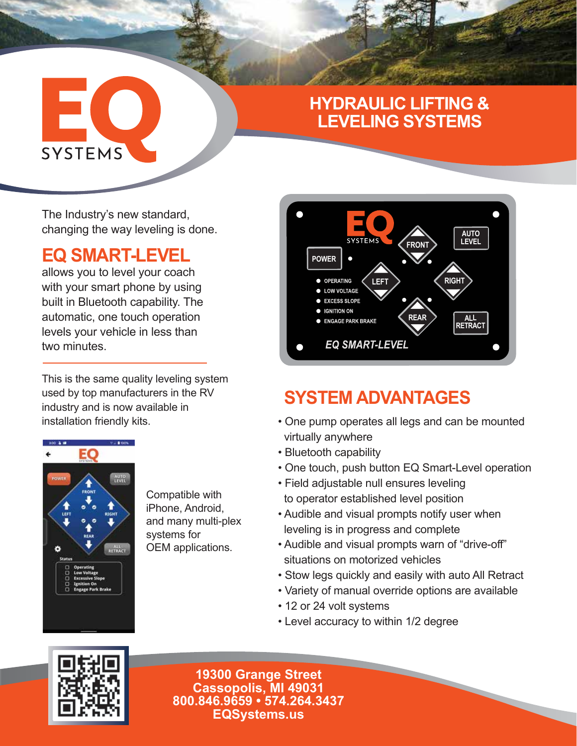# EQ SYSTEMS

## HYDRAULIC LIFTING & LEVELING SYSTEMS

The Industry's new standard, changing the way leveling is done.

## EQ SMART-LEVEL

allows you to level your coach with your smart phone by using built in Bluetooth capability. The automatic, one touch operation levels your vehicle in less than two minutes.

This is the same quality leveling system used by top manufacturers in the RV industry and is now available in installation friendly kits.

Compatible with iPhone, Android, and many multi-plex systems for OEM applications.

## SYSTEM ADVANTAGES

- One pump operates all legs and can be mounted virtually anywhere
- Bluetooth capability
- One touch, push button EQ Smart-Level operation
- Field adjustable null ensures leveling to operator established level position
- Audible and visual prompts notify user when leveling is in progress and complete
- Audible and visual prompts warn of "drive-off" situations on motorized vehicles
- Stow legs quickly and easily with auto All Retract
- Variety of manual override options are available
- 12 or 24 volt systems
- Level accuracy to within 1/2 degree

**19300 Grange Street**
**Cassopolis, MI 49031**
**800.846.9659 • 574.264.3437**
**EQSystems.us**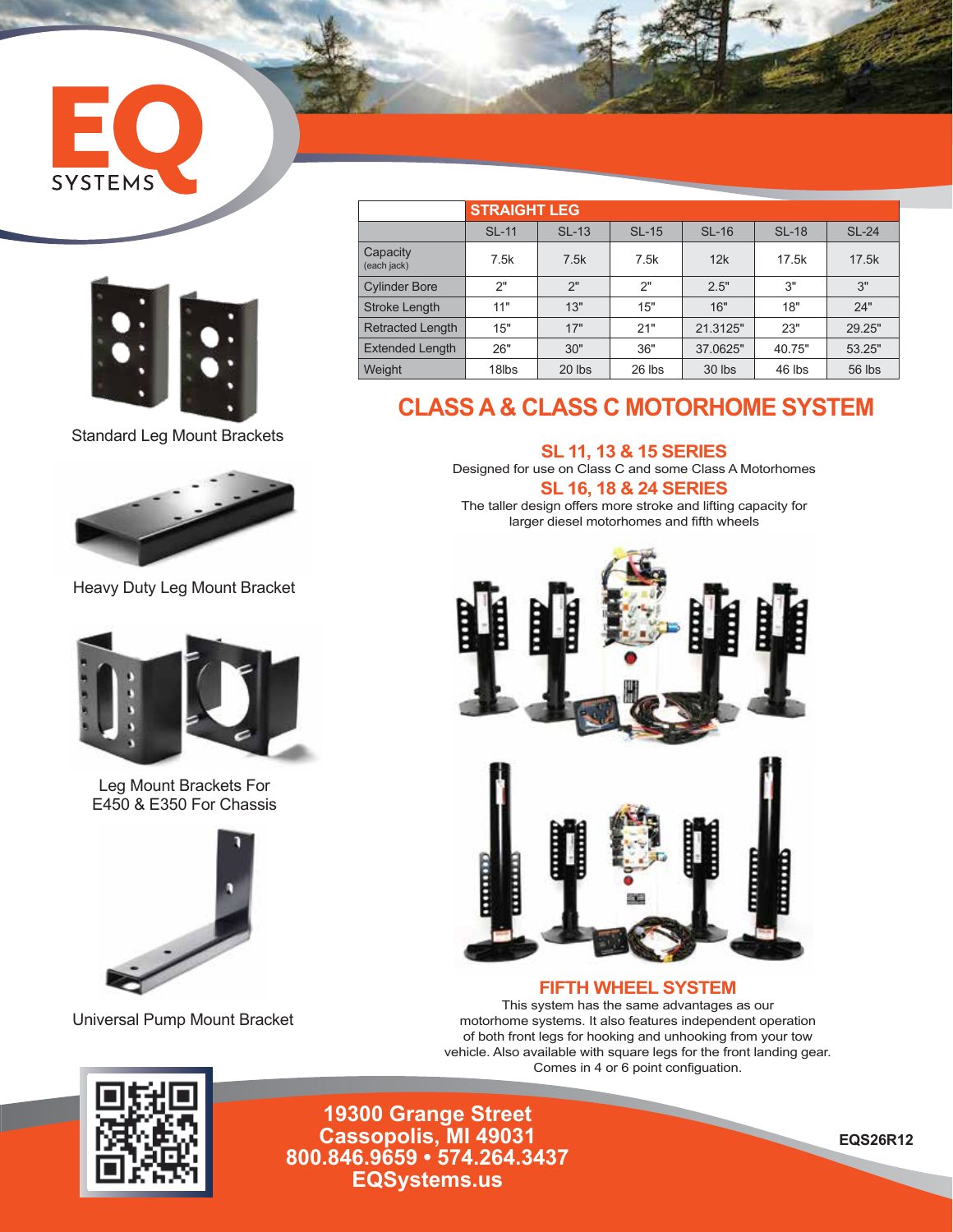| | STRAIGHT LEG | | | | | |
|---|---|---|---|---|---|---|
| | SL-11 | SL-13 | SL-15 | SL-16 | SL-18 | SL-24 |
| Capacity (each jack) | 7.5k | 7.5k | 7.5k | 12k | 17.5k | 17.5k |
| Cylinder Bore | 2" | 2" | 2" | 2.5" | 3" | 3" |
| Stroke Length | 11" | 13" | 15" | 16" | 18" | 24" |
| Retracted Length | 15" | 17" | 21" | 21.3125" | 23" | 29.25" |
| Extended Length | 26" | 30" | 36" | 37.0625" | 40.75" | 53.25" |
| Weight | 18lbs | 20 lbs | 26 lbs | 30 lbs | 46 lbs | 56 lbs |

Standard Leg Mount Brackets

Heavy Duty Leg Mount Bracket

Leg Mount Brackets For E450 & E350 For Chassis

Universal Pump Mount Bracket

## CLASS A & CLASS C MOTORHOME SYSTEM

### SL 11, 13 & 15 SERIES

Designed for use on Class C and some Class A Motorhomes

### SL 16, 18 & 24 SERIES

The taller design offers more stroke and lifting capacity for larger diesel motorhomes and fifth wheels

### FIFTH WHEEL SYSTEM

This system has the same advantages as our motorhome systems. It also features independent operation of both front legs for hooking and unhooking from your tow vehicle. Also available with square legs for the front landing gear. Comes in 4 or 6 point configuation.

**19300 Grange Street**
**Cassopolis, MI 49031**
**800.846.9659 • 574.264.3437**
**EQSystems.us**

**EQS26R12**